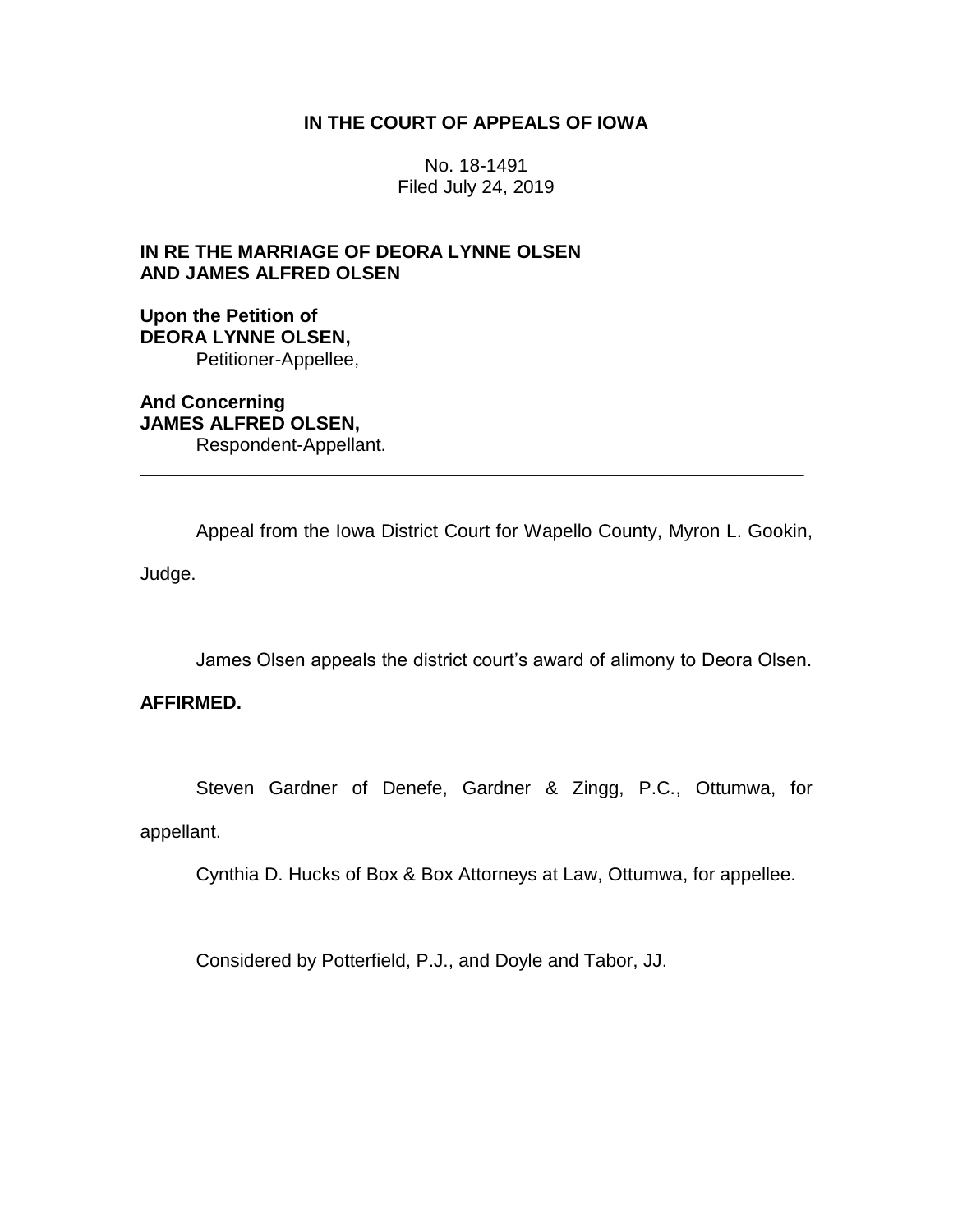**IN THE COURT OF APPEALS OF IOWA**

No. 18-1491
Filed July 24, 2019

**IN RE THE MARRIAGE OF DEORA LYNNE OLSEN AND JAMES ALFRED OLSEN**

**Upon the Petition of**
**DEORA LYNNE OLSEN,**
Petitioner-Appellee,

**And Concerning**
**JAMES ALFRED OLSEN,**
Respondent-Appellant.

---

Appeal from the Iowa District Court for Wapello County, Myron L. Gookin, Judge.

James Olsen appeals the district court's award of alimony to Deora Olsen.

**AFFIRMED.**

Steven Gardner of Denefe, Gardner & Zingg, P.C., Ottumwa, for appellant.

Cynthia D. Hucks of Box & Box Attorneys at Law, Ottumwa, for appellee.

Considered by Potterfield, P.J., and Doyle and Tabor, JJ.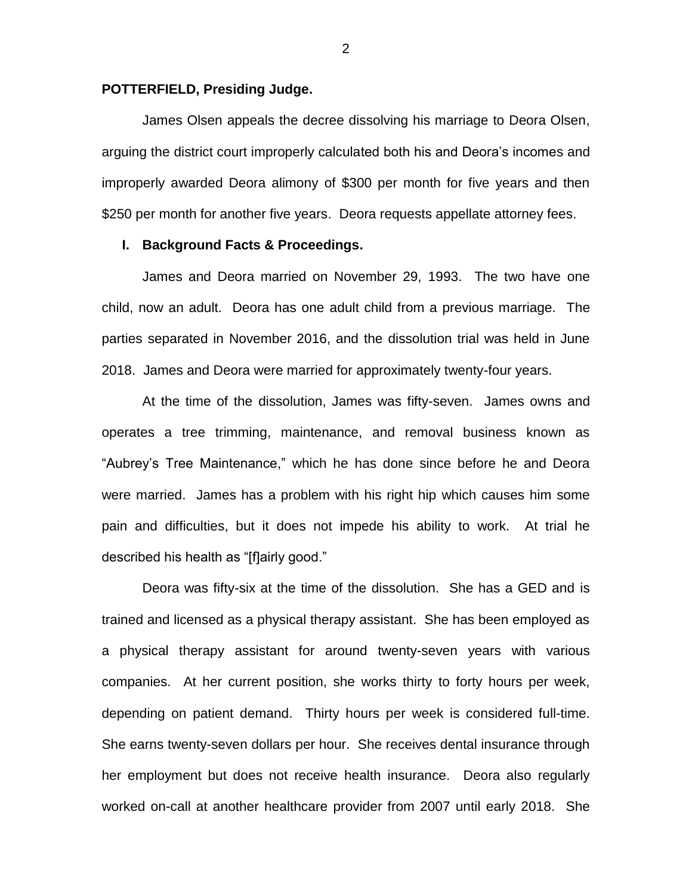**POTTERFIELD, Presiding Judge.**

James Olsen appeals the decree dissolving his marriage to Deora Olsen, arguing the district court improperly calculated both his and Deora's incomes and improperly awarded Deora alimony of $300 per month for five years and then $250 per month for another five years. Deora requests appellate attorney fees.

## I. Background Facts & Proceedings.

James and Deora married on November 29, 1993. The two have one child, now an adult. Deora has one adult child from a previous marriage. The parties separated in November 2016, and the dissolution trial was held in June 2018. James and Deora were married for approximately twenty-four years.

At the time of the dissolution, James was fifty-seven. James owns and operates a tree trimming, maintenance, and removal business known as "Aubrey's Tree Maintenance," which he has done since before he and Deora were married. James has a problem with his right hip which causes him some pain and difficulties, but it does not impede his ability to work. At trial he described his health as "[f]airly good."

Deora was fifty-six at the time of the dissolution. She has a GED and is trained and licensed as a physical therapy assistant. She has been employed as a physical therapy assistant for around twenty-seven years with various companies. At her current position, she works thirty to forty hours per week, depending on patient demand. Thirty hours per week is considered full-time. She earns twenty-seven dollars per hour. She receives dental insurance through her employment but does not receive health insurance. Deora also regularly worked on-call at another healthcare provider from 2007 until early 2018. She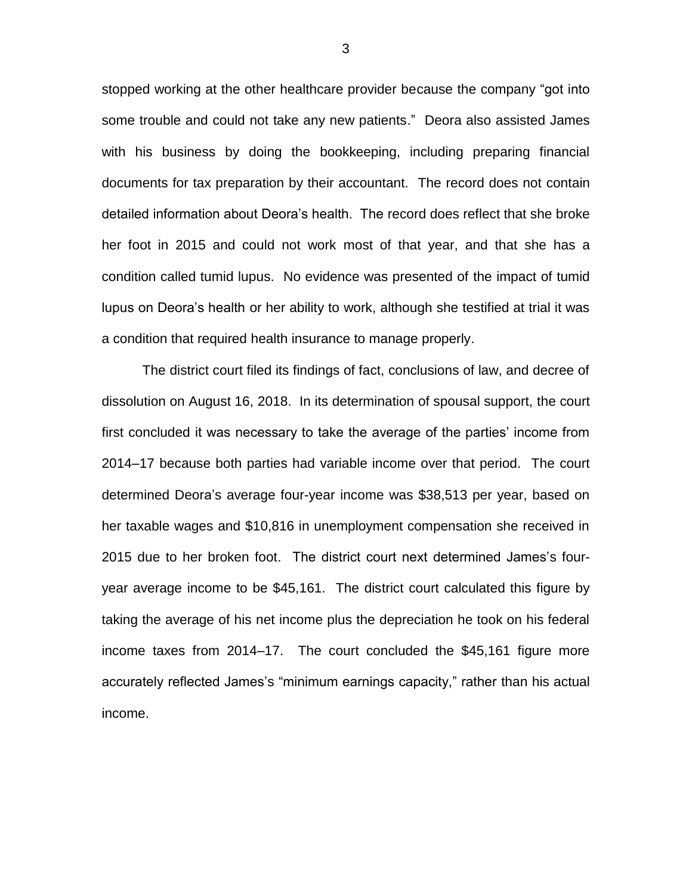stopped working at the other healthcare provider because the company "got into some trouble and could not take any new patients." Deora also assisted James with his business by doing the bookkeeping, including preparing financial documents for tax preparation by their accountant. The record does not contain detailed information about Deora's health. The record does reflect that she broke her foot in 2015 and could not work most of that year, and that she has a condition called tumid lupus. No evidence was presented of the impact of tumid lupus on Deora's health or her ability to work, although she testified at trial it was a condition that required health insurance to manage properly.

The district court filed its findings of fact, conclusions of law, and decree of dissolution on August 16, 2018. In its determination of spousal support, the court first concluded it was necessary to take the average of the parties' income from 2014–17 because both parties had variable income over that period. The court determined Deora's average four-year income was $38,513 per year, based on her taxable wages and $10,816 in unemployment compensation she received in 2015 due to her broken foot. The district court next determined James's four-year average income to be $45,161. The district court calculated this figure by taking the average of his net income plus the depreciation he took on his federal income taxes from 2014–17. The court concluded the $45,161 figure more accurately reflected James's "minimum earnings capacity," rather than his actual income.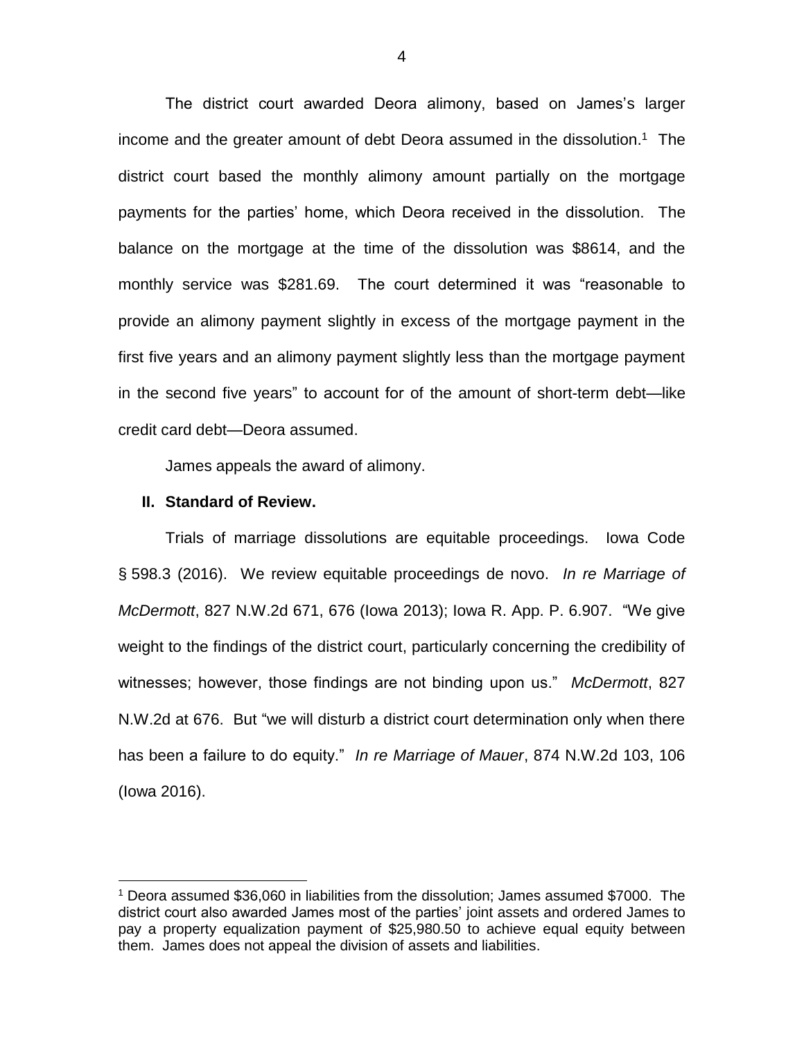The district court awarded Deora alimony, based on James's larger income and the greater amount of debt Deora assumed in the dissolution.[1] The district court based the monthly alimony amount partially on the mortgage payments for the parties' home, which Deora received in the dissolution. The balance on the mortgage at the time of the dissolution was $8614, and the monthly service was $281.69. The court determined it was "reasonable to provide an alimony payment slightly in excess of the mortgage payment in the first five years and an alimony payment slightly less than the mortgage payment in the second five years" to account for of the amount of short-term debt—like credit card debt—Deora assumed.

James appeals the award of alimony.

## II. Standard of Review.

Trials of marriage dissolutions are equitable proceedings. Iowa Code § 598.3 (2016). We review equitable proceedings de novo. *In re Marriage of McDermott*, 827 N.W.2d 671, 676 (Iowa 2013); Iowa R. App. P. 6.907. "We give weight to the findings of the district court, particularly concerning the credibility of witnesses; however, those findings are not binding upon us." *McDermott*, 827 N.W.2d at 676. But "we will disturb a district court determination only when there has been a failure to do equity." *In re Marriage of Mauer*, 874 N.W.2d 103, 106 (Iowa 2016).

---

[1] Deora assumed $36,060 in liabilities from the dissolution; James assumed $7000. The district court also awarded James most of the parties' joint assets and ordered James to pay a property equalization payment of $25,980.50 to achieve equal equity between them. James does not appeal the division of assets and liabilities.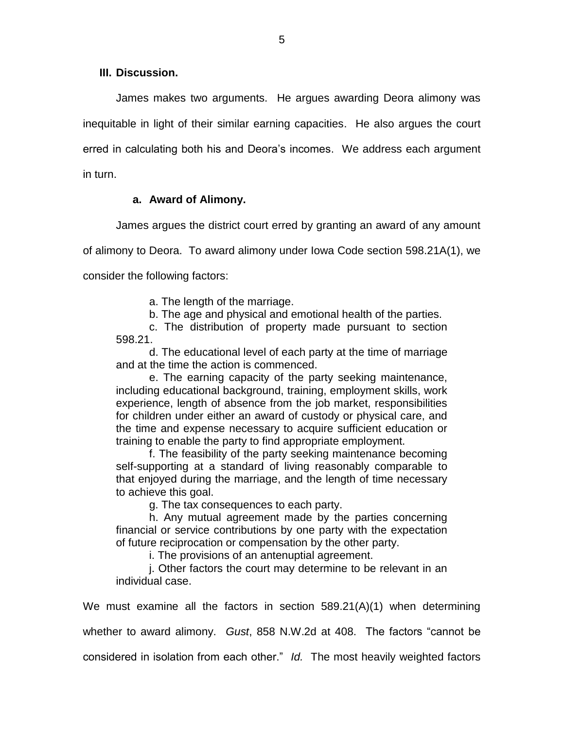## III. Discussion.

James makes two arguments. He argues awarding Deora alimony was inequitable in light of their similar earning capacities. He also argues the court erred in calculating both his and Deora's incomes. We address each argument in turn.

### a. Award of Alimony.

James argues the district court erred by granting an award of any amount of alimony to Deora. To award alimony under Iowa Code section 598.21A(1), we consider the following factors:

> a. The length of the marriage.
>
> b. The age and physical and emotional health of the parties.
>
> c. The distribution of property made pursuant to section 598.21.
>
> d. The educational level of each party at the time of marriage and at the time the action is commenced.
>
> e. The earning capacity of the party seeking maintenance, including educational background, training, employment skills, work experience, length of absence from the job market, responsibilities for children under either an award of custody or physical care, and the time and expense necessary to acquire sufficient education or training to enable the party to find appropriate employment.
>
> f. The feasibility of the party seeking maintenance becoming self-supporting at a standard of living reasonably comparable to that enjoyed during the marriage, and the length of time necessary to achieve this goal.
>
> g. The tax consequences to each party.
>
> h. Any mutual agreement made by the parties concerning financial or service contributions by one party with the expectation of future reciprocation or compensation by the other party.
>
> i. The provisions of an antenuptial agreement.
>
> j. Other factors the court may determine to be relevant in an individual case.

We must examine all the factors in section 589.21(A)(1) when determining whether to award alimony. *Gust*, 858 N.W.2d at 408. The factors "cannot be considered in isolation from each other." *Id.* The most heavily weighted factors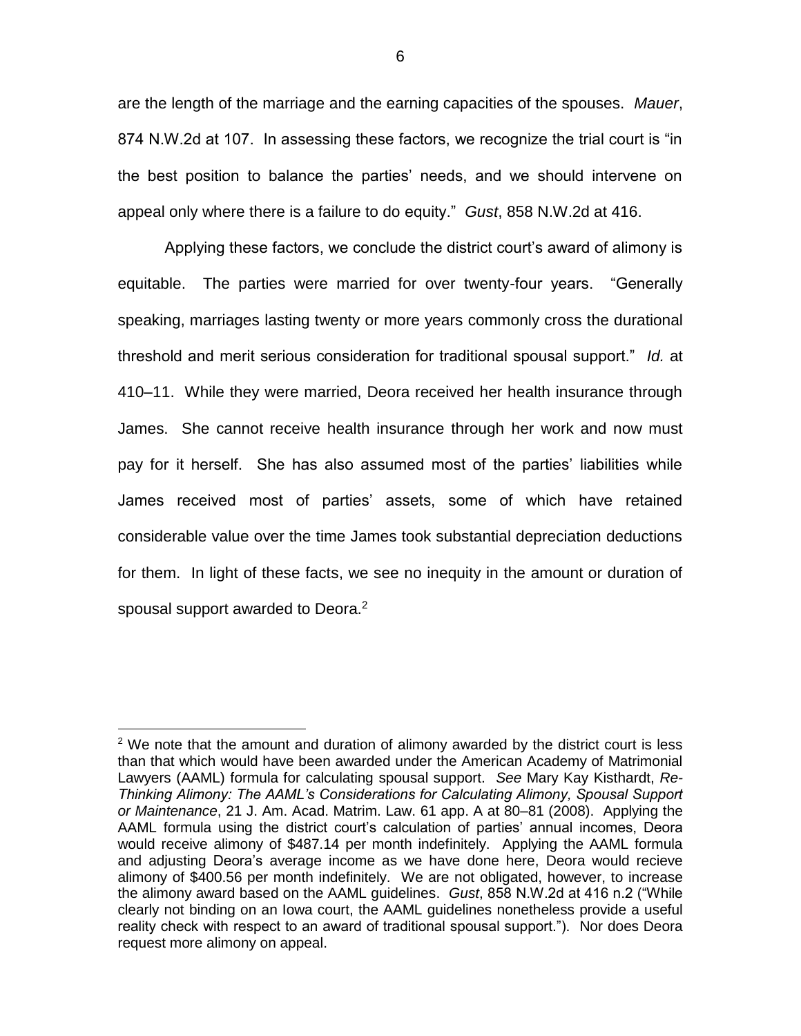are the length of the marriage and the earning capacities of the spouses. *Mauer*, 874 N.W.2d at 107. In assessing these factors, we recognize the trial court is "in the best position to balance the parties' needs, and we should intervene on appeal only where there is a failure to do equity." *Gust*, 858 N.W.2d at 416.

Applying these factors, we conclude the district court's award of alimony is equitable. The parties were married for over twenty-four years. "Generally speaking, marriages lasting twenty or more years commonly cross the durational threshold and merit serious consideration for traditional spousal support." *Id.* at 410–11. While they were married, Deora received her health insurance through James. She cannot receive health insurance through her work and now must pay for it herself. She has also assumed most of the parties' liabilities while James received most of parties' assets, some of which have retained considerable value over the time James took substantial depreciation deductions for them. In light of these facts, we see no inequity in the amount or duration of spousal support awarded to Deora.[2]

---

[2] We note that the amount and duration of alimony awarded by the district court is less than that which would have been awarded under the American Academy of Matrimonial Lawyers (AAML) formula for calculating spousal support. *See* Mary Kay Kisthardt, *Re-Thinking Alimony: The AAML's Considerations for Calculating Alimony, Spousal Support or Maintenance*, 21 J. Am. Acad. Matrim. Law. 61 app. A at 80–81 (2008). Applying the AAML formula using the district court's calculation of parties' annual incomes, Deora would receive alimony of $487.14 per month indefinitely. Applying the AAML formula and adjusting Deora's average income as we have done here, Deora would recieve alimony of $400.56 per month indefinitely. We are not obligated, however, to increase the alimony award based on the AAML guidelines. *Gust*, 858 N.W.2d at 416 n.2 ("While clearly not binding on an Iowa court, the AAML guidelines nonetheless provide a useful reality check with respect to an award of traditional spousal support."). Nor does Deora request more alimony on appeal.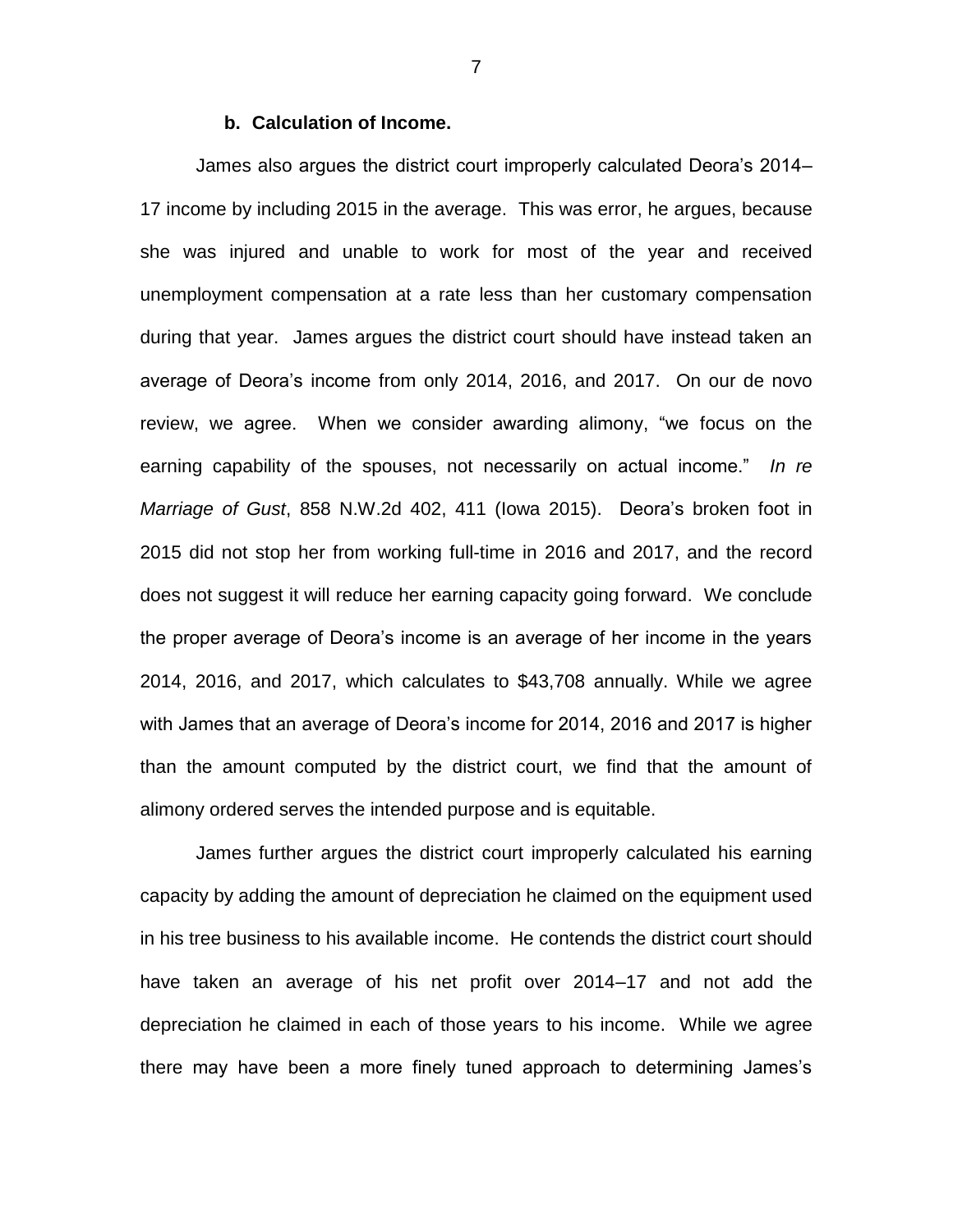#### b. Calculation of Income.

James also argues the district court improperly calculated Deora's 2014–17 income by including 2015 in the average. This was error, he argues, because she was injured and unable to work for most of the year and received unemployment compensation at a rate less than her customary compensation during that year. James argues the district court should have instead taken an average of Deora's income from only 2014, 2016, and 2017. On our de novo review, we agree. When we consider awarding alimony, "we focus on the earning capability of the spouses, not necessarily on actual income." *In re Marriage of Gust*, 858 N.W.2d 402, 411 (Iowa 2015). Deora's broken foot in 2015 did not stop her from working full-time in 2016 and 2017, and the record does not suggest it will reduce her earning capacity going forward. We conclude the proper average of Deora's income is an average of her income in the years 2014, 2016, and 2017, which calculates to $43,708 annually. While we agree with James that an average of Deora's income for 2014, 2016 and 2017 is higher than the amount computed by the district court, we find that the amount of alimony ordered serves the intended purpose and is equitable.

James further argues the district court improperly calculated his earning capacity by adding the amount of depreciation he claimed on the equipment used in his tree business to his available income. He contends the district court should have taken an average of his net profit over 2014–17 and not add the depreciation he claimed in each of those years to his income. While we agree there may have been a more finely tuned approach to determining James's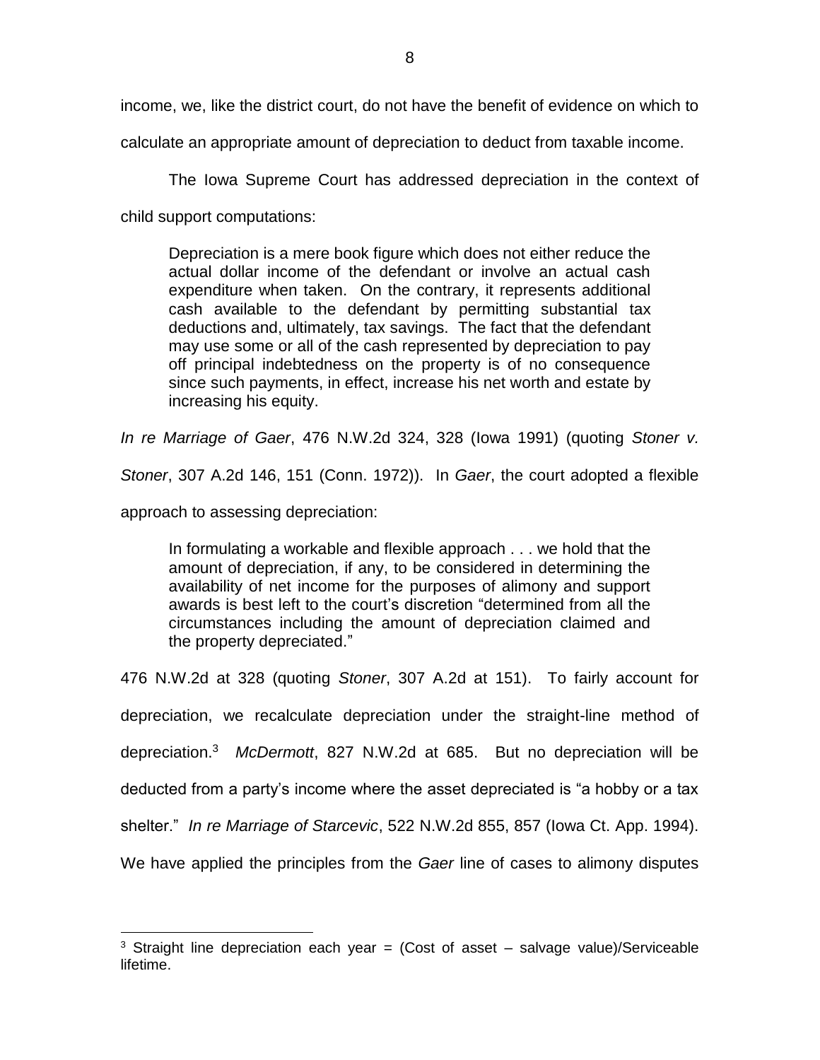income, we, like the district court, do not have the benefit of evidence on which to calculate an appropriate amount of depreciation to deduct from taxable income.

The Iowa Supreme Court has addressed depreciation in the context of child support computations:

> Depreciation is a mere book figure which does not either reduce the actual dollar income of the defendant or involve an actual cash expenditure when taken. On the contrary, it represents additional cash available to the defendant by permitting substantial tax deductions and, ultimately, tax savings. The fact that the defendant may use some or all of the cash represented by depreciation to pay off principal indebtedness on the property is of no consequence since such payments, in effect, increase his net worth and estate by increasing his equity.

*In re Marriage of Gaer*, 476 N.W.2d 324, 328 (Iowa 1991) (quoting *Stoner v. Stoner*, 307 A.2d 146, 151 (Conn. 1972)). In *Gaer*, the court adopted a flexible approach to assessing depreciation:

> In formulating a workable and flexible approach . . . we hold that the amount of depreciation, if any, to be considered in determining the availability of net income for the purposes of alimony and support awards is best left to the court's discretion "determined from all the circumstances including the amount of depreciation claimed and the property depreciated."

476 N.W.2d at 328 (quoting *Stoner*, 307 A.2d at 151). To fairly account for depreciation, we recalculate depreciation under the straight-line method of depreciation.[3] *McDermott*, 827 N.W.2d at 685. But no depreciation will be deducted from a party's income where the asset depreciated is "a hobby or a tax shelter." *In re Marriage of Starcevic*, 522 N.W.2d 855, 857 (Iowa Ct. App. 1994). We have applied the principles from the *Gaer* line of cases to alimony disputes

---

[3] Straight line depreciation each year = (Cost of asset – salvage value)/Serviceable lifetime.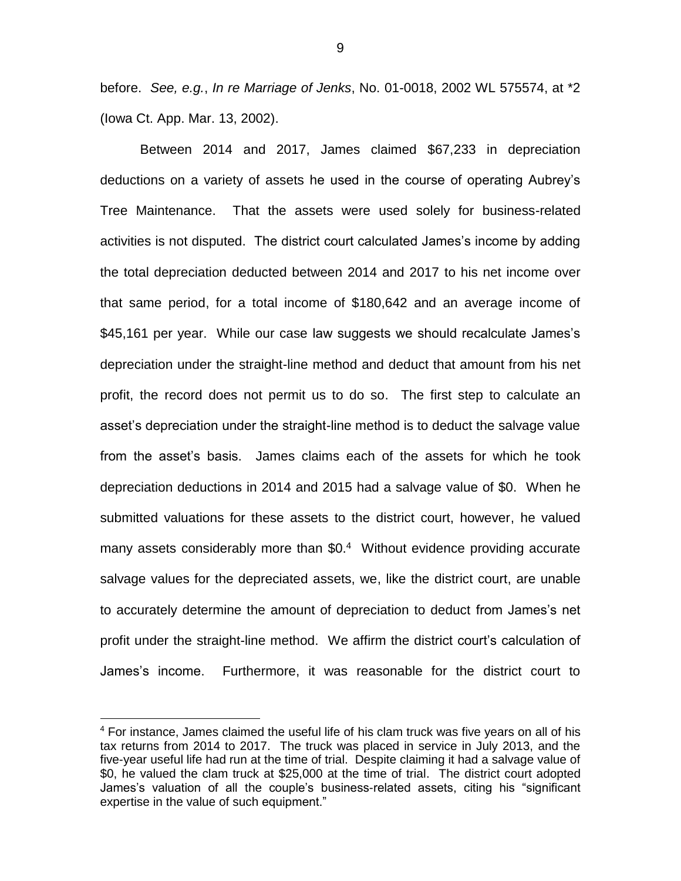before. *See, e.g.*, *In re Marriage of Jenks*, No. 01-0018, 2002 WL 575574, at *2 (Iowa Ct. App. Mar. 13, 2002).

Between 2014 and 2017, James claimed $67,233 in depreciation deductions on a variety of assets he used in the course of operating Aubrey's Tree Maintenance. That the assets were used solely for business-related activities is not disputed. The district court calculated James's income by adding the total depreciation deducted between 2014 and 2017 to his net income over that same period, for a total income of $180,642 and an average income of $45,161 per year. While our case law suggests we should recalculate James's depreciation under the straight-line method and deduct that amount from his net profit, the record does not permit us to do so. The first step to calculate an asset's depreciation under the straight-line method is to deduct the salvage value from the asset's basis. James claims each of the assets for which he took depreciation deductions in 2014 and 2015 had a salvage value of $0. When he submitted valuations for these assets to the district court, however, he valued many assets considerably more than $0.[4] Without evidence providing accurate salvage values for the depreciated assets, we, like the district court, are unable to accurately determine the amount of depreciation to deduct from James's net profit under the straight-line method. We affirm the district court's calculation of James's income. Furthermore, it was reasonable for the district court to

---

[4] For instance, James claimed the useful life of his clam truck was five years on all of his tax returns from 2014 to 2017. The truck was placed in service in July 2013, and the five-year useful life had run at the time of trial. Despite claiming it had a salvage value of $0, he valued the clam truck at $25,000 at the time of trial. The district court adopted James's valuation of all the couple's business-related assets, citing his "significant expertise in the value of such equipment."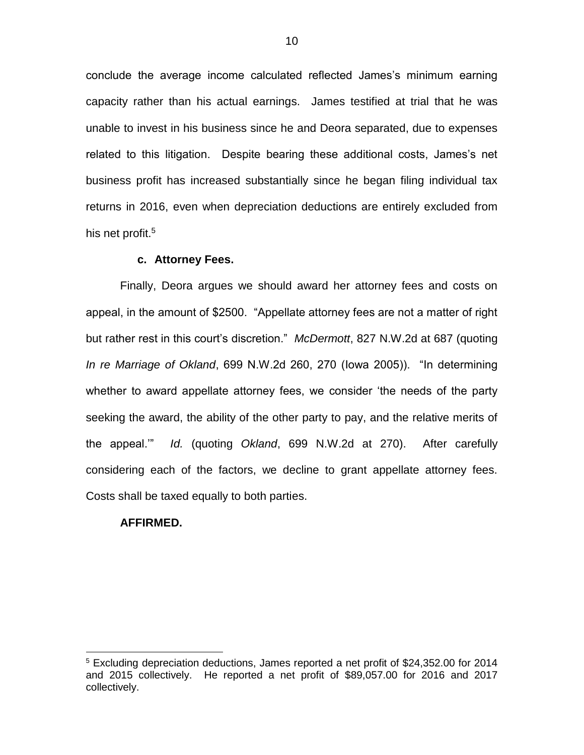conclude the average income calculated reflected James's minimum earning capacity rather than his actual earnings. James testified at trial that he was unable to invest in his business since he and Deora separated, due to expenses related to this litigation. Despite bearing these additional costs, James's net business profit has increased substantially since he began filing individual tax returns in 2016, even when depreciation deductions are entirely excluded from his net profit.[5]

### c. Attorney Fees.

Finally, Deora argues we should award her attorney fees and costs on appeal, in the amount of $2500. "Appellate attorney fees are not a matter of right but rather rest in this court's discretion." *McDermott*, 827 N.W.2d at 687 (quoting *In re Marriage of Okland*, 699 N.W.2d 260, 270 (Iowa 2005)). "In determining whether to award appellate attorney fees, we consider 'the needs of the party seeking the award, the ability of the other party to pay, and the relative merits of the appeal.'" *Id.* (quoting *Okland*, 699 N.W.2d at 270). After carefully considering each of the factors, we decline to grant appellate attorney fees. Costs shall be taxed equally to both parties.

**AFFIRMED.**

---

[5] Excluding depreciation deductions, James reported a net profit of $24,352.00 for 2014 and 2015 collectively. He reported a net profit of $89,057.00 for 2016 and 2017 collectively.